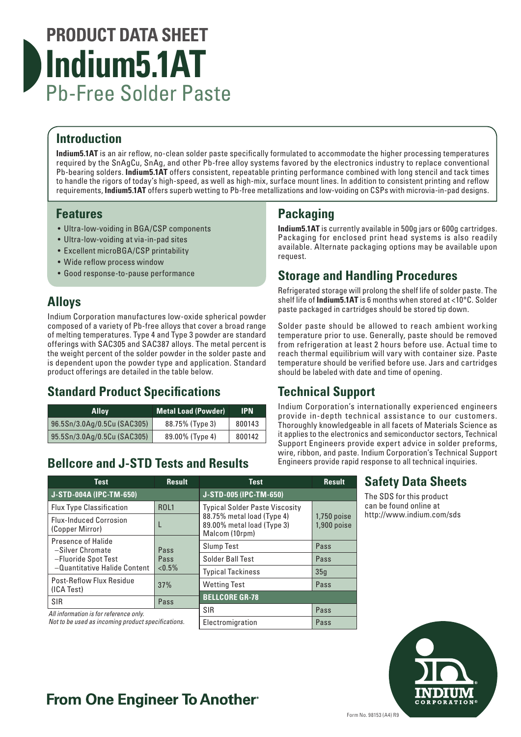# PRODUCT DATA SHEET
# Indium5.1AT
## Pb-Free Solder Paste

## Introduction

**Indium5.1AT** is an air reflow, no-clean solder paste specifically formulated to accommodate the higher processing temperatures required by the SnAgCu, SnAg, and other Pb-free alloy systems favored by the electronics industry to replace conventional Pb-bearing solders. **Indium5.1AT** offers consistent, repeatable printing performance combined with long stencil and tack times to handle the rigors of today's high-speed, as well as high-mix, surface mount lines. In addition to consistent printing and reflow requirements, **Indium5.1AT** offers superb wetting to Pb-free metallizations and low-voiding on CSPs with microvia-in-pad designs.

## Features

- Ultra-low-voiding in BGA/CSP components
- Ultra-low-voiding at via-in-pad sites
- Excellent microBGA/CSP printability
- Wide reflow process window
- Good response-to-pause performance

## Alloys

Indium Corporation manufactures low-oxide spherical powder composed of a variety of Pb-free alloys that cover a broad range of melting temperatures. Type 4 and Type 3 powder are standard offerings with SAC305 and SAC387 alloys. The metal percent is the weight percent of the solder powder in the solder paste and is dependent upon the powder type and application. Standard product offerings are detailed in the table below.

## Standard Product Specifications

| Alloy | Metal Load (Powder) | IPN |
|---|---|---|
| 96.5Sn/3.0Ag/0.5Cu (SAC305) | 88.75% (Type 3) | 800143 |
| 95.5Sn/3.0Ag/0.5Cu (SAC305) | 89.00% (Type 4) | 800142 |

## Bellcore and J-STD Tests and Results

| Test | Result |
|---|---|
| **J-STD-004A (IPC-TM-650)** | |
| Flux Type Classification | ROL1 |
| Flux-Induced Corrosion (Copper Mirror) | L |
| Presence of Halide<br>–Silver Chromate<br>–Fluoride Spot Test<br>–Quantitative Halide Content | <br>Pass<br>Pass<br><0.5% |
| Post-Reflow Flux Residue (ICA Test) | 37% |
| SIR | Pass |

*All information is for reference only.*
*Not to be used as incoming product specifications.*

| Test | Result |
|---|---|
| **J-STD-005 (IPC-TM-650)** | |
| Typical Solder Paste Viscosity<br>88.75% metal load (Type 4)<br>89.00% metal load (Type 3)<br>Malcom (10rpm) | <br>1,750 poise<br>1,900 poise |
| Slump Test | Pass |
| Solder Ball Test | Pass |
| Typical Tackiness | 35g |
| Wetting Test | Pass |
| **BELLCORE GR-78** | |
| SIR | Pass |
| Electromigration | Pass |

## Packaging

**Indium5.1AT** is currently available in 500g jars or 600g cartridges. Packaging for enclosed print head systems is also readily available. Alternate packaging options may be available upon request.

## Storage and Handling Procedures

Refrigerated storage will prolong the shelf life of solder paste. The shelf life of **Indium5.1AT** is 6 months when stored at <10°C. Solder paste packaged in cartridges should be stored tip down.

Solder paste should be allowed to reach ambient working temperature prior to use. Generally, paste should be removed from refrigeration at least 2 hours before use. Actual time to reach thermal equilibrium will vary with container size. Paste temperature should be verified before use. Jars and cartridges should be labeled with date and time of opening.

## Technical Support

Indium Corporation's internationally experienced engineers provide in-depth technical assistance to our customers. Thoroughly knowledgeable in all facets of Materials Science as it applies to the electronics and semiconductor sectors, Technical Support Engineers provide expert advice in solder preforms, wire, ribbon, and paste. Indium Corporation's Technical Support Engineers provide rapid response to all technical inquiries.

## Safety Data Sheets

The SDS for this product can be found online at http://www.indium.com/sds

**From One Engineer To Another®**

Form No. 98153 (A4) R9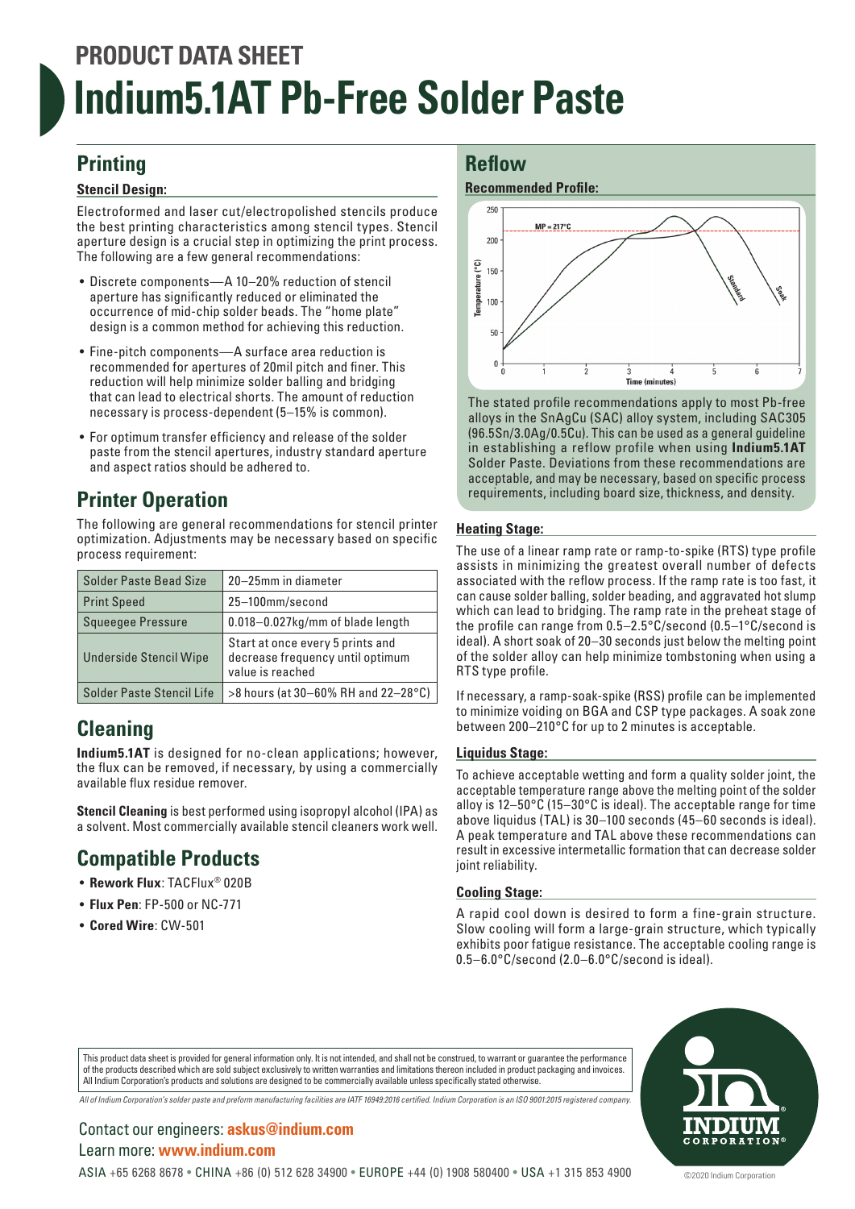# PRODUCT DATA SHEET
# Indium5.1AT Pb-Free Solder Paste

## Printing

### Stencil Design:

Electroformed and laser cut/electropolished stencils produce the best printing characteristics among stencil types. Stencil aperture design is a crucial step in optimizing the print process. The following are a few general recommendations:

- Discrete components—A 10–20% reduction of stencil aperture has significantly reduced or eliminated the occurrence of mid-chip solder beads. The "home plate" design is a common method for achieving this reduction.
- Fine-pitch components—A surface area reduction is recommended for apertures of 20mil pitch and finer. This reduction will help minimize solder balling and bridging that can lead to electrical shorts. The amount of reduction necessary is process-dependent (5–15% is common).
- For optimum transfer efficiency and release of the solder paste from the stencil apertures, industry standard aperture and aspect ratios should be adhered to.

## Printer Operation

The following are general recommendations for stencil printer optimization. Adjustments may be necessary based on specific process requirement:

| | |
|---|---|
| Solder Paste Bead Size | 20–25mm in diameter |
| Print Speed | 25–100mm/second |
| Squeegee Pressure | 0.018–0.027kg/mm of blade length |
| Underside Stencil Wipe | Start at once every 5 prints and decrease frequency until optimum value is reached |
| Solder Paste Stencil Life | >8 hours (at 30–60% RH and 22–28°C) |

## Cleaning

**Indium5.1AT** is designed for no-clean applications; however, the flux can be removed, if necessary, by using a commercially available flux residue remover.

**Stencil Cleaning** is best performed using isopropyl alcohol (IPA) as a solvent. Most commercially available stencil cleaners work well.

## Compatible Products

- **Rework Flux**: TACFlux® 020B
- **Flux Pen**: FP-500 or NC-771
- **Cored Wire**: CW-501

## Reflow

### Recommended Profile:

MP = 217°C

Temperature (°C)

250
200
150
100
50
0

0 1 2 3 4 5 6 7

Time (minutes)

Standard

Soak

The stated profile recommendations apply to most Pb-free alloys in the SnAgCu (SAC) alloy system, including SAC305 (96.5Sn/3.0Ag/0.5Cu). This can be used as a general guideline in establishing a reflow profile when using **Indium5.1AT** Solder Paste. Deviations from these recommendations are acceptable, and may be necessary, based on specific process requirements, including board size, thickness, and density.

### Heating Stage:

The use of a linear ramp rate or ramp-to-spike (RTS) type profile assists in minimizing the greatest overall number of defects associated with the reflow process. If the ramp rate is too fast, it can cause solder balling, solder beading, and aggravated hot slump which can lead to bridging. The ramp rate in the preheat stage of the profile can range from 0.5–2.5°C/second (0.5–1°C/second is ideal). A short soak of 20–30 seconds just below the melting point of the solder alloy can help minimize tombstoning when using a RTS type profile.

If necessary, a ramp-soak-spike (RSS) profile can be implemented to minimize voiding on BGA and CSP type packages. A soak zone between 200–210°C for up to 2 minutes is acceptable.

### Liquidus Stage:

To achieve acceptable wetting and form a quality solder joint, the acceptable temperature range above the melting point of the solder alloy is 12–50°C (15–30°C is ideal). The acceptable range for time above liquidus (TAL) is 30–100 seconds (45–60 seconds is ideal). A peak temperature and TAL above these recommendations can result in excessive intermetallic formation that can decrease solder joint reliability.

### Cooling Stage:

A rapid cool down is desired to form a fine-grain structure. Slow cooling will form a large-grain structure, which typically exhibits poor fatigue resistance. The acceptable cooling range is 0.5–6.0°C/second (2.0–6.0°C/second is ideal).

This product data sheet is provided for general information only. It is not intended, and shall not be construed, to warrant or guarantee the performance of the products described which are sold subject exclusively to written warranties and limitations thereon included in product packaging and invoices. All Indium Corporation's products and solutions are designed to be commercially available unless specifically stated otherwise.

*All of Indium Corporation's solder paste and preform manufacturing facilities are IATF 16949:2016 certified. Indium Corporation is an ISO 9001:2015 registered company.*

Contact our engineers: **askus@indium.com**

Learn more: **www.indium.com**

ASIA +65 6268 8678 • CHINA +86 (0) 512 628 34900 • EUROPE +44 (0) 1908 580400 • USA +1 315 853 4900

INDIUM CORPORATION®

©2020 Indium Corporation